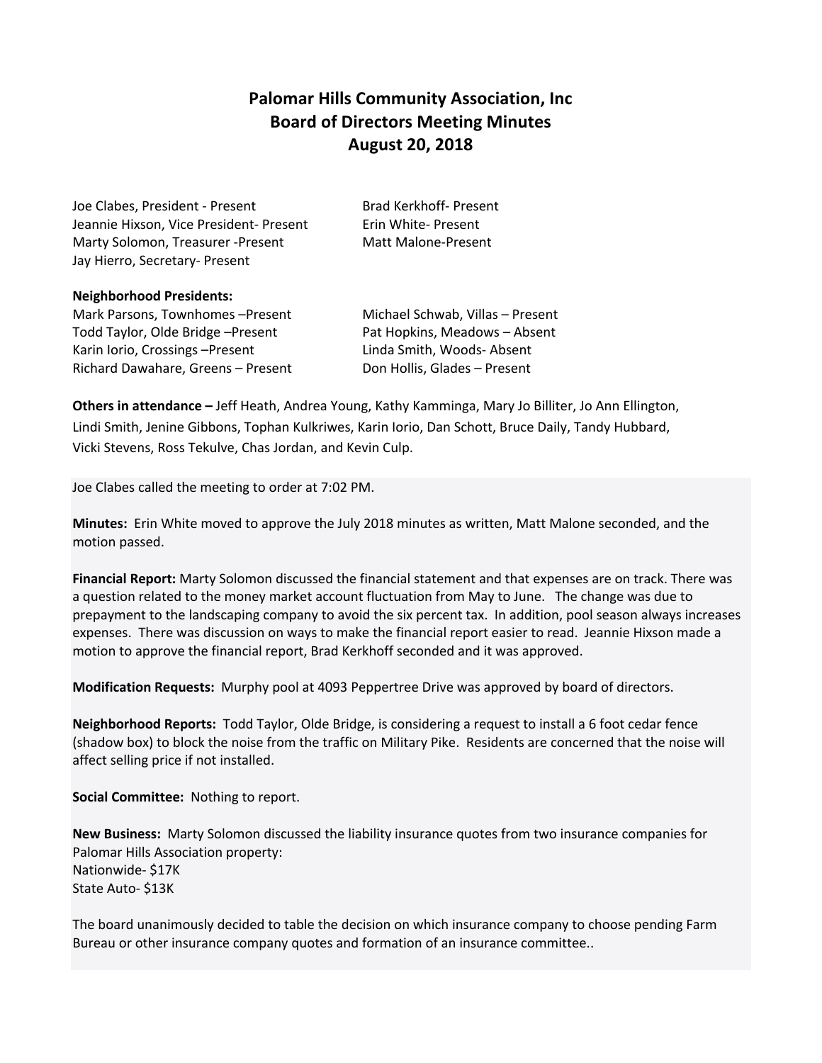# Palomar Hills Community Association, Inc
## Board of Directors Meeting Minutes
## August 20, 2018

Joe Clabes, President - Present
Jeannie Hixson, Vice President- Present
Marty Solomon, Treasurer -Present
Jay Hierro, Secretary- Present
Brad Kerkhoff- Present
Erin White- Present
Matt Malone-Present

**Neighborhood Presidents:**

Mark Parsons, Townhomes –Present
Todd Taylor, Olde Bridge –Present
Karin Iorio, Crossings –Present
Richard Dawahare, Greens – Present
Michael Schwab, Villas – Present
Pat Hopkins, Meadows – Absent
Linda Smith, Woods- Absent
Don Hollis, Glades – Present

**Others in attendance –** Jeff Heath, Andrea Young, Kathy Kamminga, Mary Jo Billiter, Jo Ann Ellington, Lindi Smith, Jenine Gibbons, Tophan Kulkriwes, Karin Iorio, Dan Schott, Bruce Daily, Tandy Hubbard, Vicki Stevens, Ross Tekulve, Chas Jordan, and Kevin Culp.

Joe Clabes called the meeting to order at 7:02 PM.

**Minutes:** Erin White moved to approve the July 2018 minutes as written, Matt Malone seconded, and the motion passed.

**Financial Report:** Marty Solomon discussed the financial statement and that expenses are on track. There was a question related to the money market account fluctuation from May to June. The change was due to prepayment to the landscaping company to avoid the six percent tax. In addition, pool season always increases expenses. There was discussion on ways to make the financial report easier to read. Jeannie Hixson made a motion to approve the financial report, Brad Kerkhoff seconded and it was approved.

**Modification Requests:** Murphy pool at 4093 Peppertree Drive was approved by board of directors.

**Neighborhood Reports:** Todd Taylor, Olde Bridge, is considering a request to install a 6 foot cedar fence (shadow box) to block the noise from the traffic on Military Pike. Residents are concerned that the noise will affect selling price if not installed.

**Social Committee:** Nothing to report.

**New Business:** Marty Solomon discussed the liability insurance quotes from two insurance companies for Palomar Hills Association property:
Nationwide- $17K
State Auto- $13K

The board unanimously decided to table the decision on which insurance company to choose pending Farm Bureau or other insurance company quotes and formation of an insurance committee..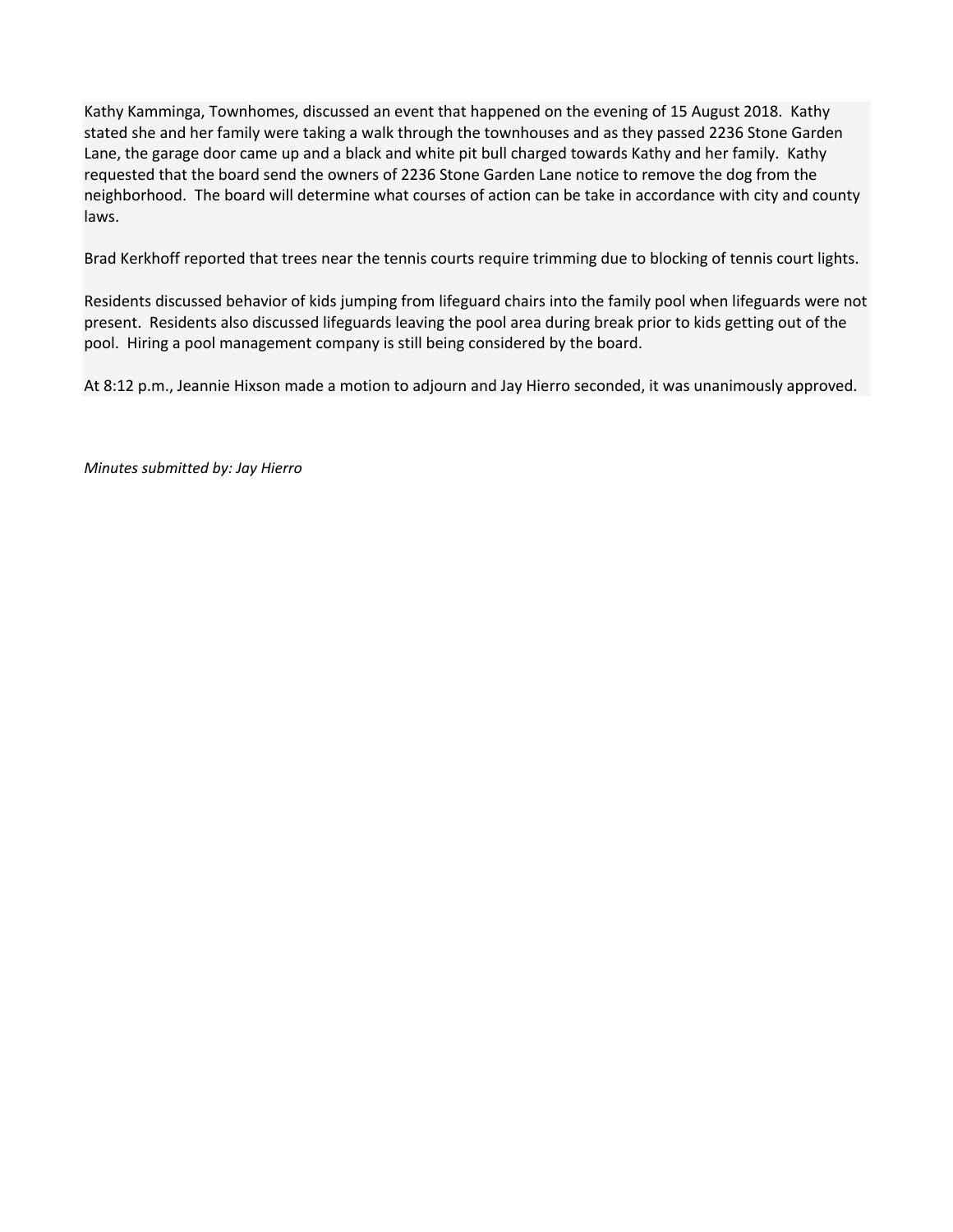Kathy Kamminga, Townhomes, discussed an event that happened on the evening of 15 August 2018. Kathy stated she and her family were taking a walk through the townhouses and as they passed 2236 Stone Garden Lane, the garage door came up and a black and white pit bull charged towards Kathy and her family. Kathy requested that the board send the owners of 2236 Stone Garden Lane notice to remove the dog from the neighborhood. The board will determine what courses of action can be take in accordance with city and county laws.

Brad Kerkhoff reported that trees near the tennis courts require trimming due to blocking of tennis court lights.

Residents discussed behavior of kids jumping from lifeguard chairs into the family pool when lifeguards were not present. Residents also discussed lifeguards leaving the pool area during break prior to kids getting out of the pool. Hiring a pool management company is still being considered by the board.

At 8:12 p.m., Jeannie Hixson made a motion to adjourn and Jay Hierro seconded, it was unanimously approved.

*Minutes submitted by: Jay Hierro*